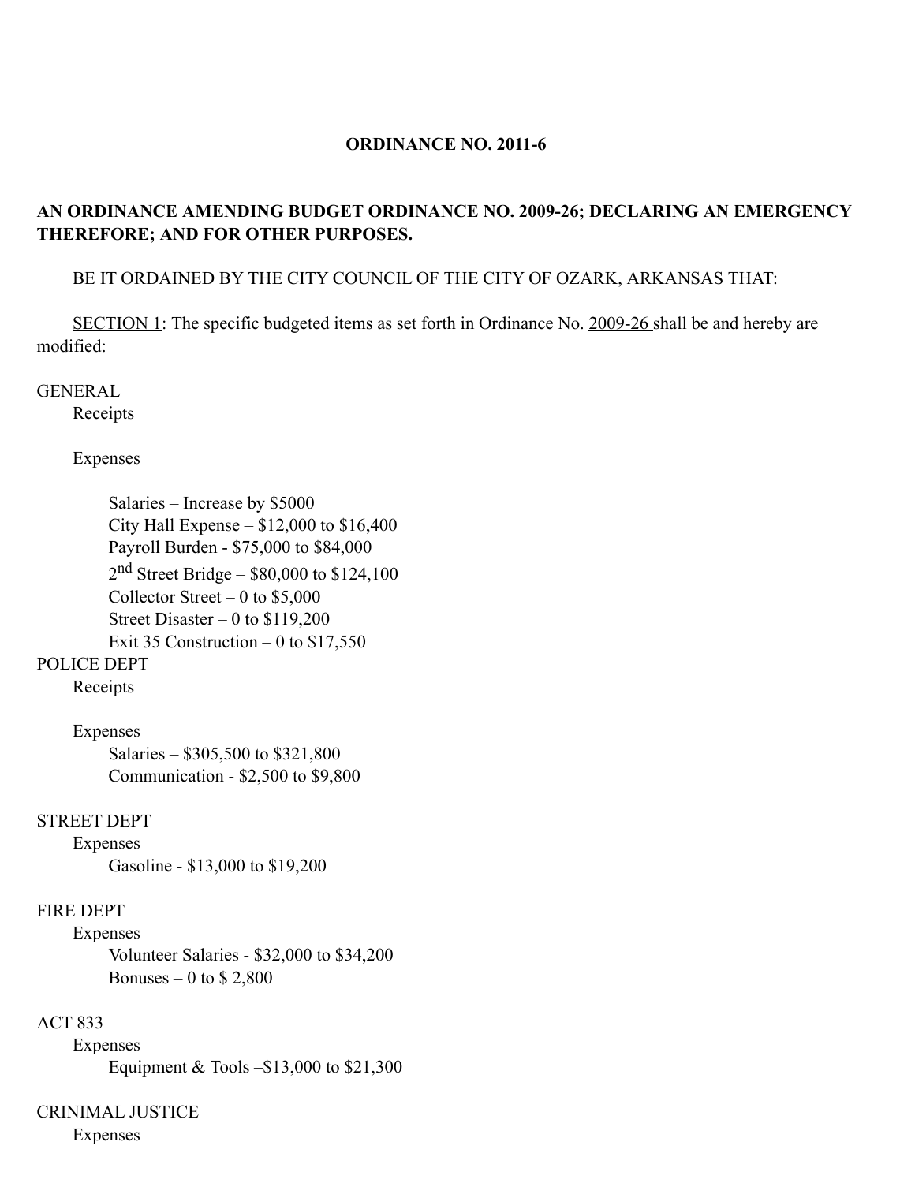**ORDINANCE NO. 2011-6**

**AN ORDINANCE AMENDING BUDGET ORDINANCE NO. 2009-26; DECLARING AN EMERGENCY THEREFORE; AND FOR OTHER PURPOSES.**

BE IT ORDAINED BY THE CITY COUNCIL OF THE CITY OF OZARK, ARKANSAS THAT:

<u>SECTION 1</u>: The specific budgeted items as set forth in Ordinance No. <u>2009-26</u> shall be and hereby are modified:

GENERAL

Receipts

Expenses

- Salaries – Increase by $5000
- City Hall Expense – $12,000 to $16,400
- Payroll Burden - $75,000 to $84,000
- 2nd Street Bridge – $80,000 to $124,100
- Collector Street – 0 to $5,000
- Street Disaster – 0 to $119,200
- Exit 35 Construction – 0 to $17,550

POLICE DEPT

Receipts

Expenses

- Salaries – $305,500 to $321,800
- Communication - $2,500 to $9,800

STREET DEPT

Expenses

- Gasoline - $13,000 to $19,200

FIRE DEPT

Expenses

- Volunteer Salaries - $32,000 to $34,200
- Bonuses – 0 to $ 2,800

ACT 833

Expenses

- Equipment & Tools –$13,000 to $21,300

CRINIMAL JUSTICE

Expenses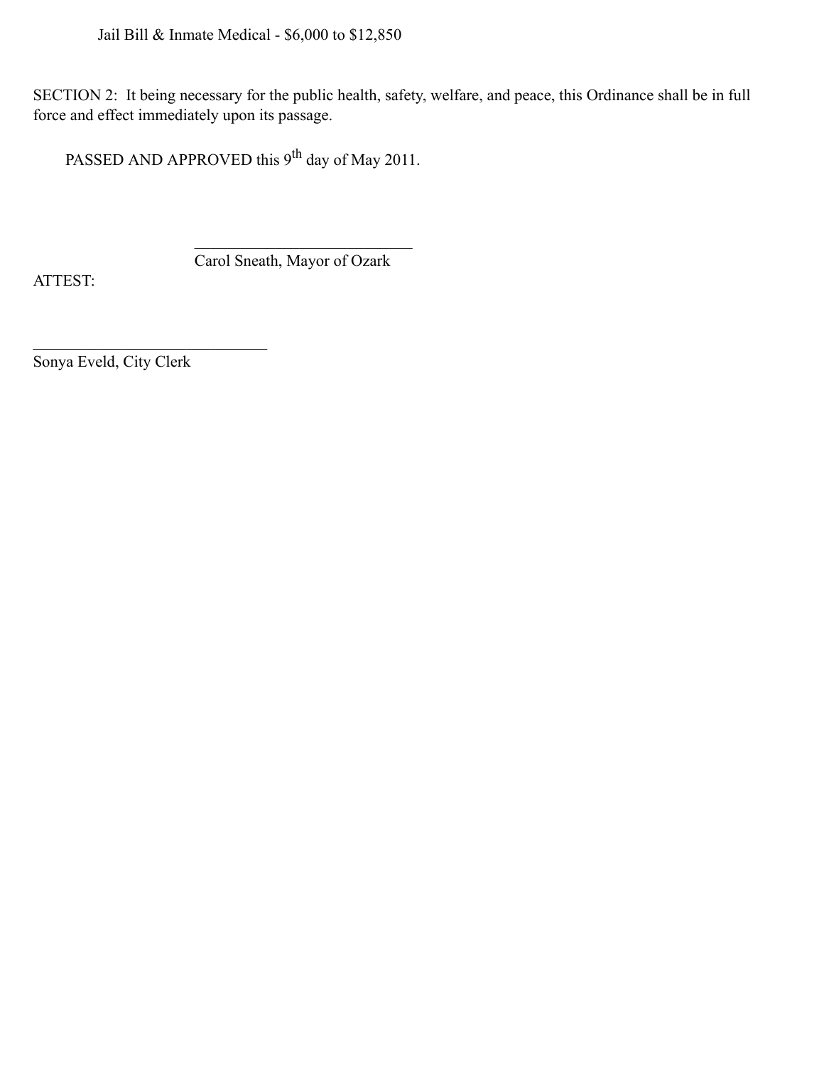Jail Bill & Inmate Medical - $6,000 to $12,850

SECTION 2: It being necessary for the public health, safety, welfare, and peace, this Ordinance shall be in full force and effect immediately upon its passage.

PASSED AND APPROVED this 9th day of May 2011.

\_\_\_\_\_\_\_\_\_\_\_\_\_\_\_\_\_\_\_\_\_\_\_\_\_\_\_\_

Carol Sneath, Mayor of Ozark

ATTEST:

\_\_\_\_\_\_\_\_\_\_\_\_\_\_\_\_\_\_\_\_\_\_\_\_\_\_\_\_\_\_

Sonya Eveld, City Clerk